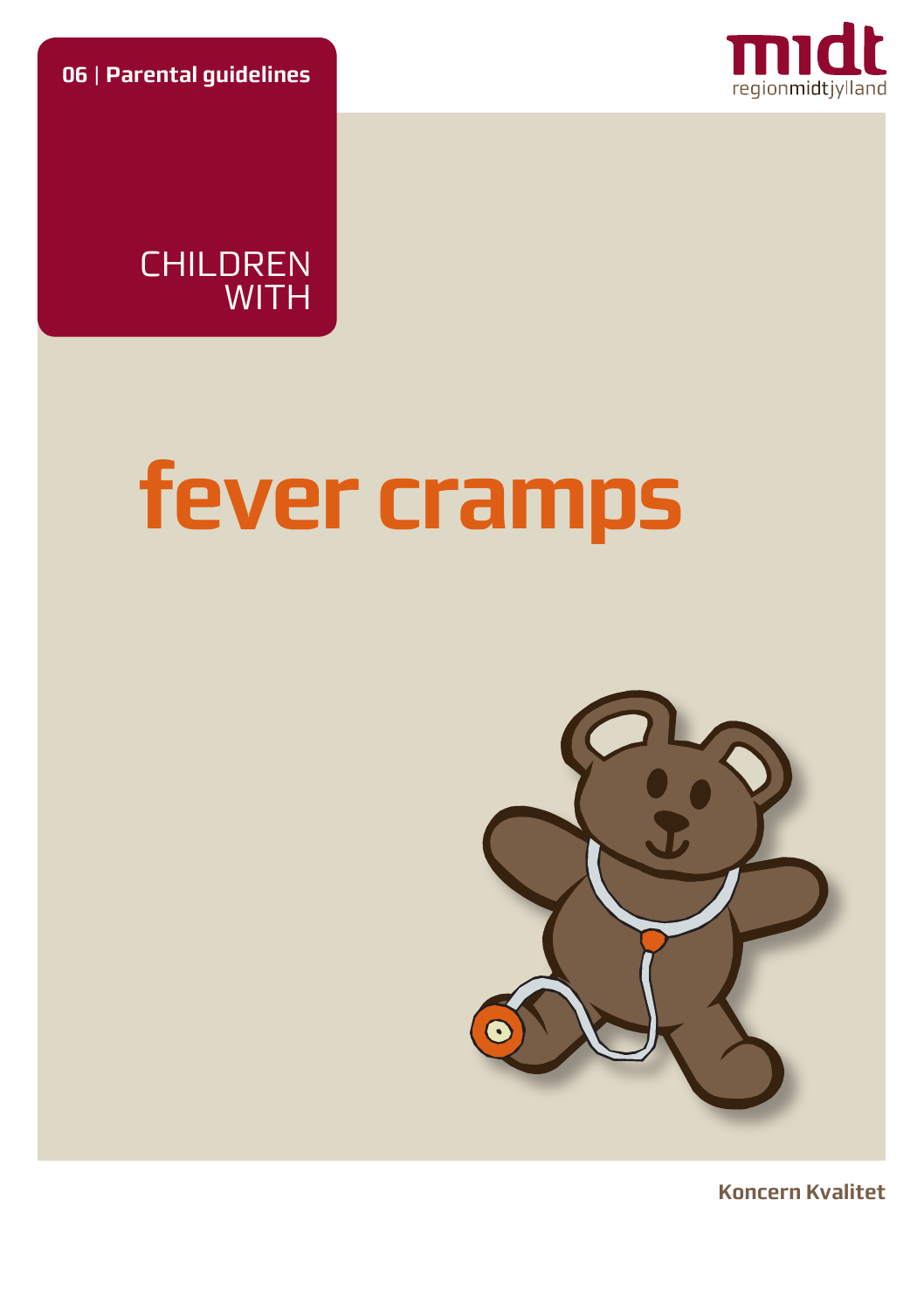**06** | **Parental guidelines**

midt
regionmidtjylland

CHILDREN
WITH

# fever cramps

**Koncern Kvalitet**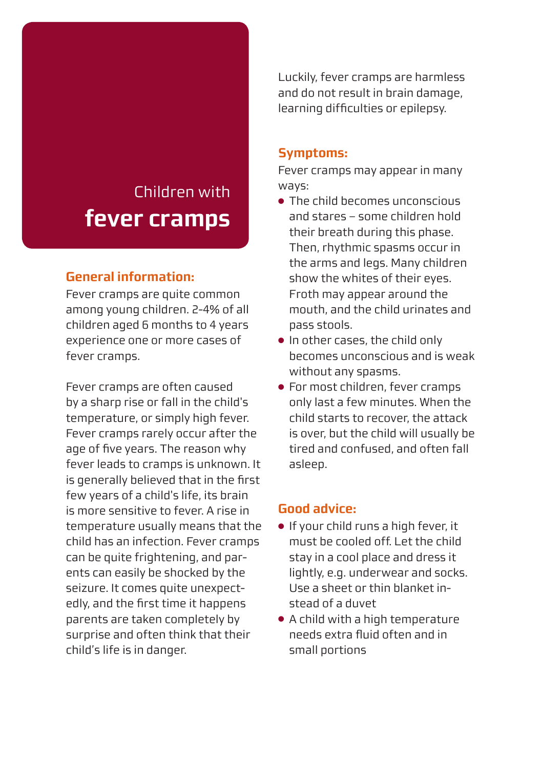# Children with **fever cramps**

## General information:

Fever cramps are quite common among young children. 2-4% of all children aged 6 months to 4 years experience one or more cases of fever cramps.

Fever cramps are often caused by a sharp rise or fall in the child's temperature, or simply high fever. Fever cramps rarely occur after the age of five years. The reason why fever leads to cramps is unknown. It is generally believed that in the first few years of a child's life, its brain is more sensitive to fever. A rise in temperature usually means that the child has an infection. Fever cramps can be quite frightening, and parents can easily be shocked by the seizure. It comes quite unexpectedly, and the first time it happens parents are taken completely by surprise and often think that their child's life is in danger.

Luckily, fever cramps are harmless and do not result in brain damage, learning difficulties or epilepsy.

## Symptoms:

Fever cramps may appear in many ways:

- The child becomes unconscious and stares – some children hold their breath during this phase. Then, rhythmic spasms occur in the arms and legs. Many children show the whites of their eyes. Froth may appear around the mouth, and the child urinates and pass stools.
- In other cases, the child only becomes unconscious and is weak without any spasms.
- For most children, fever cramps only last a few minutes. When the child starts to recover, the attack is over, but the child will usually be tired and confused, and often fall asleep.

## Good advice:

- If your child runs a high fever, it must be cooled off. Let the child stay in a cool place and dress it lightly, e.g. underwear and socks. Use a sheet or thin blanket instead of a duvet
- A child with a high temperature needs extra fluid often and in small portions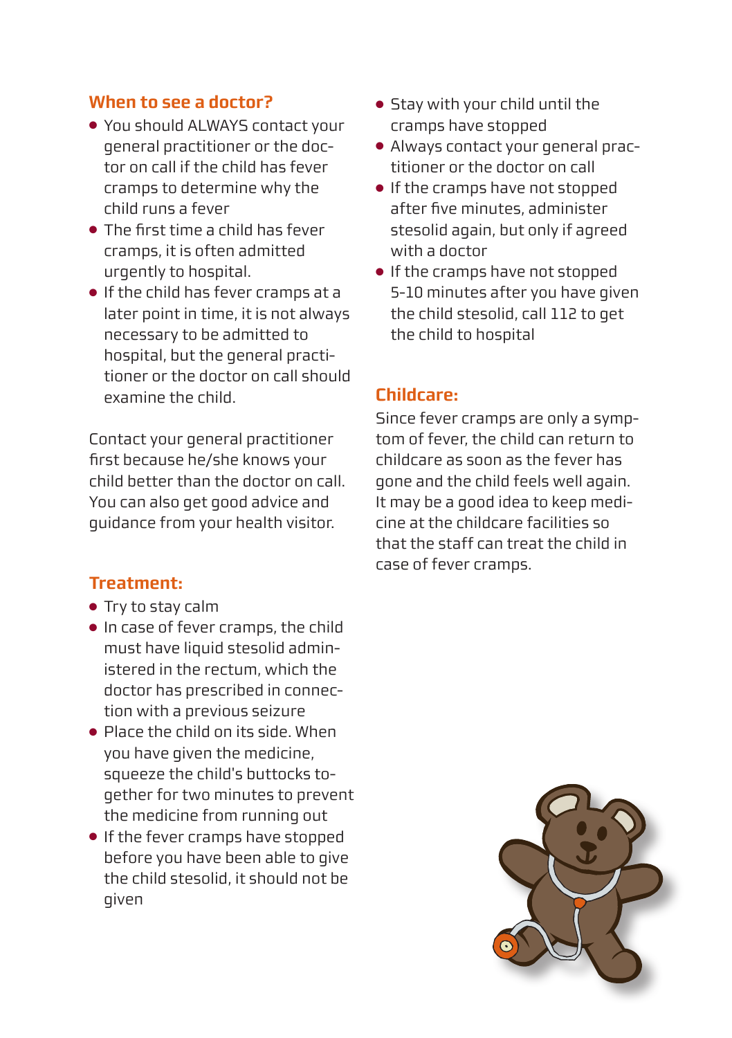## When to see a doctor?

- You should ALWAYS contact your general practitioner or the doctor on call if the child has fever cramps to determine why the child runs a fever
- The first time a child has fever cramps, it is often admitted urgently to hospital.
- If the child has fever cramps at a later point in time, it is not always necessary to be admitted to hospital, but the general practitioner or the doctor on call should examine the child.

Contact your general practitioner first because he/she knows your child better than the doctor on call. You can also get good advice and guidance from your health visitor.

## Treatment:

- Try to stay calm
- In case of fever cramps, the child must have liquid stesolid administered in the rectum, which the doctor has prescribed in connection with a previous seizure
- Place the child on its side. When you have given the medicine, squeeze the child's buttocks together for two minutes to prevent the medicine from running out
- If the fever cramps have stopped before you have been able to give the child stesolid, it should not be given
- Stay with your child until the cramps have stopped
- Always contact your general practitioner or the doctor on call
- If the cramps have not stopped after five minutes, administer stesolid again, but only if agreed with a doctor
- If the cramps have not stopped 5-10 minutes after you have given the child stesolid, call 112 to get the child to hospital

## Childcare:

Since fever cramps are only a symptom of fever, the child can return to childcare as soon as the fever has gone and the child feels well again. It may be a good idea to keep medicine at the childcare facilities so that the staff can treat the child in case of fever cramps.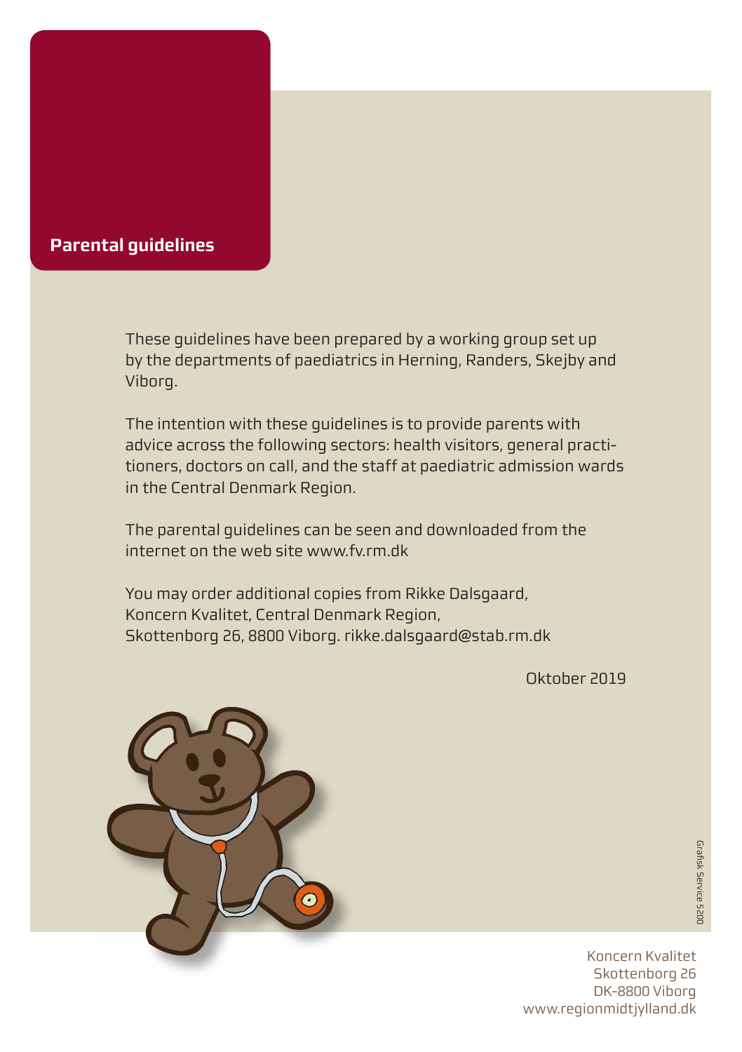# Parental guidelines

These guidelines have been prepared by a working group set up by the departments of paediatrics in Herning, Randers, Skejby and Viborg.

The intention with these guidelines is to provide parents with advice across the following sectors: health visitors, general practitioners, doctors on call, and the staff at paediatric admission wards in the Central Denmark Region.

The parental guidelines can be seen and downloaded from the internet on the web site www.fv.rm.dk

You may order additional copies from Rikke Dalsgaard,
Koncern Kvalitet, Central Denmark Region,
Skottenborg 26, 8800 Viborg. rikke.dalsgaard@stab.rm.dk

Oktober 2019

Grafisk Service 5200

Koncern Kvalitet
Skottenborg 26
DK-8800 Viborg
www.regionmidtjylland.dk